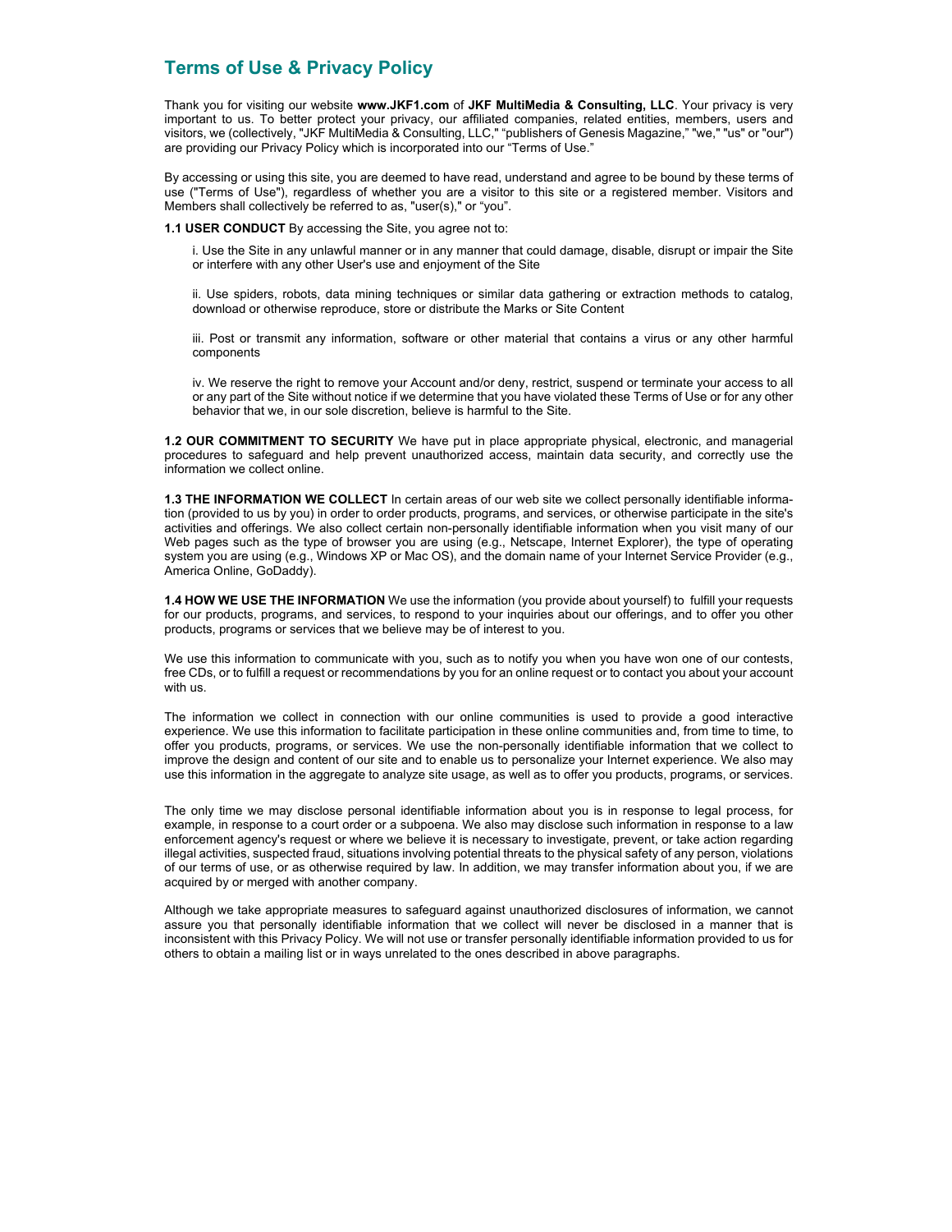# Terms of Use & Privacy Policy

Thank you for visiting our website **www.JKF1.com** of **JKF MultiMedia & Consulting, LLC**. Your privacy is very important to us. To better protect your privacy, our affiliated companies, related entities, members, users and visitors, we (collectively, "JKF MultiMedia & Consulting, LLC," "publishers of Genesis Magazine," "we," "us" or "our") are providing our Privacy Policy which is incorporated into our "Terms of Use."

By accessing or using this site, you are deemed to have read, understand and agree to be bound by these terms of use ("Terms of Use"), regardless of whether you are a visitor to this site or a registered member. Visitors and Members shall collectively be referred to as, "user(s)," or "you".

**1.1 USER CONDUCT** By accessing the Site, you agree not to:

> i. Use the Site in any unlawful manner or in any manner that could damage, disable, disrupt or impair the Site or interfere with any other User's use and enjoyment of the Site
>
> ii. Use spiders, robots, data mining techniques or similar data gathering or extraction methods to catalog, download or otherwise reproduce, store or distribute the Marks or Site Content
>
> iii. Post or transmit any information, software or other material that contains a virus or any other harmful components
>
> iv. We reserve the right to remove your Account and/or deny, restrict, suspend or terminate your access to all or any part of the Site without notice if we determine that you have violated these Terms of Use or for any other behavior that we, in our sole discretion, believe is harmful to the Site.

**1.2 OUR COMMITMENT TO SECURITY** We have put in place appropriate physical, electronic, and managerial procedures to safeguard and help prevent unauthorized access, maintain data security, and correctly use the information we collect online.

**1.3 THE INFORMATION WE COLLECT** In certain areas of our web site we collect personally identifiable information (provided to us by you) in order to order products, programs, and services, or otherwise participate in the site's activities and offerings. We also collect certain non-personally identifiable information when you visit many of our Web pages such as the type of browser you are using (e.g., Netscape, Internet Explorer), the type of operating system you are using (e.g., Windows XP or Mac OS), and the domain name of your Internet Service Provider (e.g., America Online, GoDaddy).

**1.4 HOW WE USE THE INFORMATION** We use the information (you provide about yourself) to fulfill your requests for our products, programs, and services, to respond to your inquiries about our offerings, and to offer you other products, programs or services that we believe may be of interest to you.

We use this information to communicate with you, such as to notify you when you have won one of our contests, free CDs, or to fulfill a request or recommendations by you for an online request or to contact you about your account with us.

The information we collect in connection with our online communities is used to provide a good interactive experience. We use this information to facilitate participation in these online communities and, from time to time, to offer you products, programs, or services. We use the non-personally identifiable information that we collect to improve the design and content of our site and to enable us to personalize your Internet experience. We also may use this information in the aggregate to analyze site usage, as well as to offer you products, programs, or services.

The only time we may disclose personal identifiable information about you is in response to legal process, for example, in response to a court order or a subpoena. We also may disclose such information in response to a law enforcement agency's request or where we believe it is necessary to investigate, prevent, or take action regarding illegal activities, suspected fraud, situations involving potential threats to the physical safety of any person, violations of our terms of use, or as otherwise required by law. In addition, we may transfer information about you, if we are acquired by or merged with another company.

Although we take appropriate measures to safeguard against unauthorized disclosures of information, we cannot assure you that personally identifiable information that we collect will never be disclosed in a manner that is inconsistent with this Privacy Policy. We will not use or transfer personally identifiable information provided to us for others to obtain a mailing list or in ways unrelated to the ones described in above paragraphs.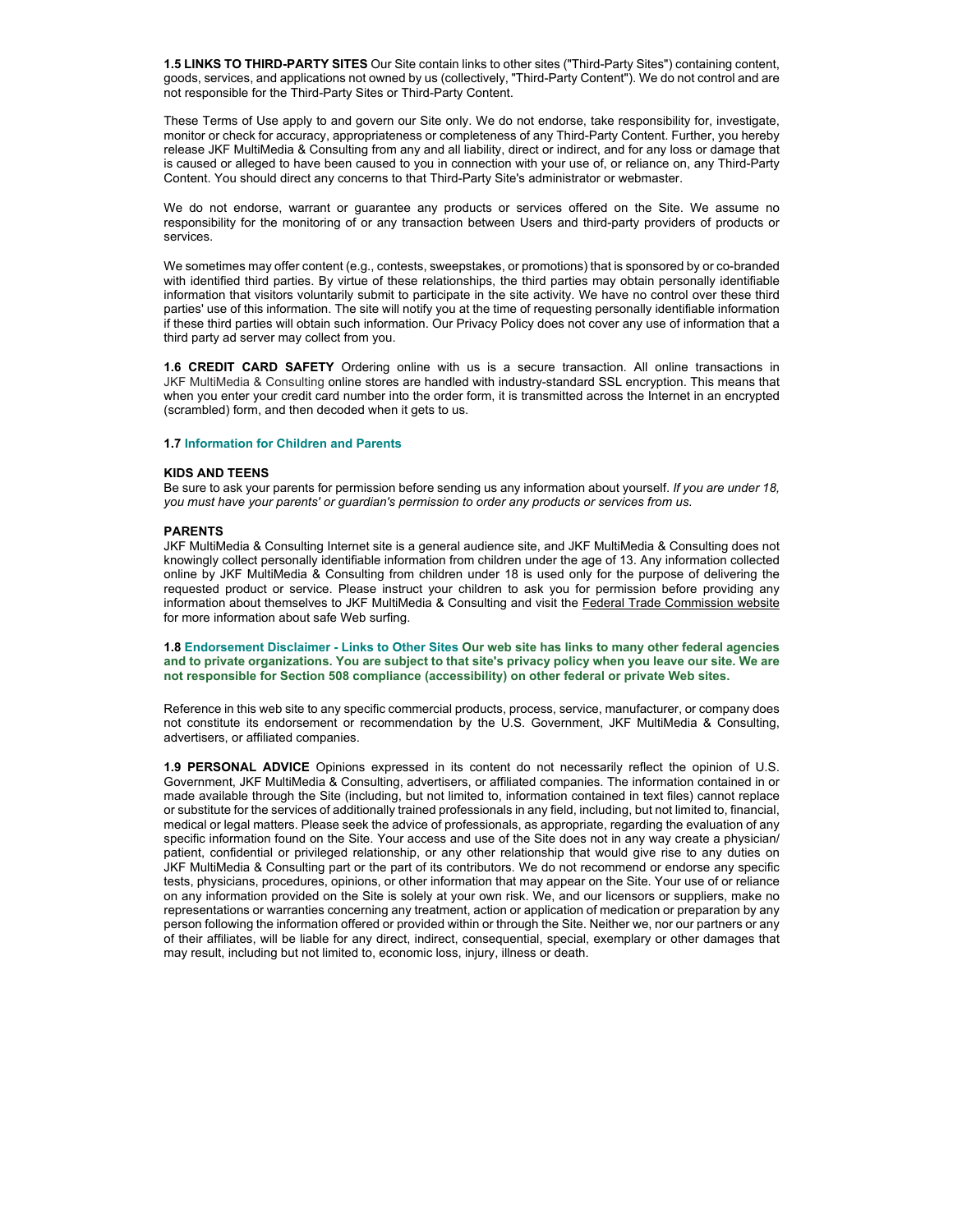**1.5 LINKS TO THIRD-PARTY SITES** Our Site contain links to other sites ("Third-Party Sites") containing content, goods, services, and applications not owned by us (collectively, "Third-Party Content"). We do not control and are not responsible for the Third-Party Sites or Third-Party Content.

These Terms of Use apply to and govern our Site only. We do not endorse, take responsibility for, investigate, monitor or check for accuracy, appropriateness or completeness of any Third-Party Content. Further, you hereby release JKF MultiMedia & Consulting from any and all liability, direct or indirect, and for any loss or damage that is caused or alleged to have been caused to you in connection with your use of, or reliance on, any Third-Party Content. You should direct any concerns to that Third-Party Site's administrator or webmaster.

We do not endorse, warrant or guarantee any products or services offered on the Site. We assume no responsibility for the monitoring of or any transaction between Users and third-party providers of products or services.

We sometimes may offer content (e.g., contests, sweepstakes, or promotions) that is sponsored by or co-branded with identified third parties. By virtue of these relationships, the third parties may obtain personally identifiable information that visitors voluntarily submit to participate in the site activity. We have no control over these third parties' use of this information. The site will notify you at the time of requesting personally identifiable information if these third parties will obtain such information. Our Privacy Policy does not cover any use of information that a third party ad server may collect from you.

**1.6 CREDIT CARD SAFETY** Ordering online with us is a secure transaction. All online transactions in JKF MultiMedia & Consulting online stores are handled with industry-standard SSL encryption. This means that when you enter your credit card number into the order form, it is transmitted across the Internet in an encrypted (scrambled) form, and then decoded when it gets to us.

**1.7 Information for Children and Parents**

**KIDS AND TEENS**

Be sure to ask your parents for permission before sending us any information about yourself. *If you are under 18, you must have your parents' or guardian's permission to order any products or services from us.*

**PARENTS**

JKF MultiMedia & Consulting Internet site is a general audience site, and JKF MultiMedia & Consulting does not knowingly collect personally identifiable information from children under the age of 13. Any information collected online by JKF MultiMedia & Consulting from children under 18 is used only for the purpose of delivering the requested product or service. Please instruct your children to ask you for permission before providing any information about themselves to JKF MultiMedia & Consulting and visit the Federal Trade Commission website for more information about safe Web surfing.

**1.8 Endorsement Disclaimer - Links to Other Sites Our web site has links to many other federal agencies and to private organizations. You are subject to that site's privacy policy when you leave our site. We are not responsible for Section 508 compliance (accessibility) on other federal or private Web sites.**

Reference in this web site to any specific commercial products, process, service, manufacturer, or company does not constitute its endorsement or recommendation by the U.S. Government, JKF MultiMedia & Consulting, advertisers, or affiliated companies.

**1.9 PERSONAL ADVICE** Opinions expressed in its content do not necessarily reflect the opinion of U.S. Government, JKF MultiMedia & Consulting, advertisers, or affiliated companies. The information contained in or made available through the Site (including, but not limited to, information contained in text files) cannot replace or substitute for the services of additionally trained professionals in any field, including, but not limited to, financial, medical or legal matters. Please seek the advice of professionals, as appropriate, regarding the evaluation of any specific information found on the Site. Your access and use of the Site does not in any way create a physician/ patient, confidential or privileged relationship, or any other relationship that would give rise to any duties on JKF MultiMedia & Consulting part or the part of its contributors. We do not recommend or endorse any specific tests, physicians, procedures, opinions, or other information that may appear on the Site. Your use of or reliance on any information provided on the Site is solely at your own risk. We, and our licensors or suppliers, make no representations or warranties concerning any treatment, action or application of medication or preparation by any person following the information offered or provided within or through the Site. Neither we, nor our partners or any of their affiliates, will be liable for any direct, indirect, consequential, special, exemplary or other damages that may result, including but not limited to, economic loss, injury, illness or death.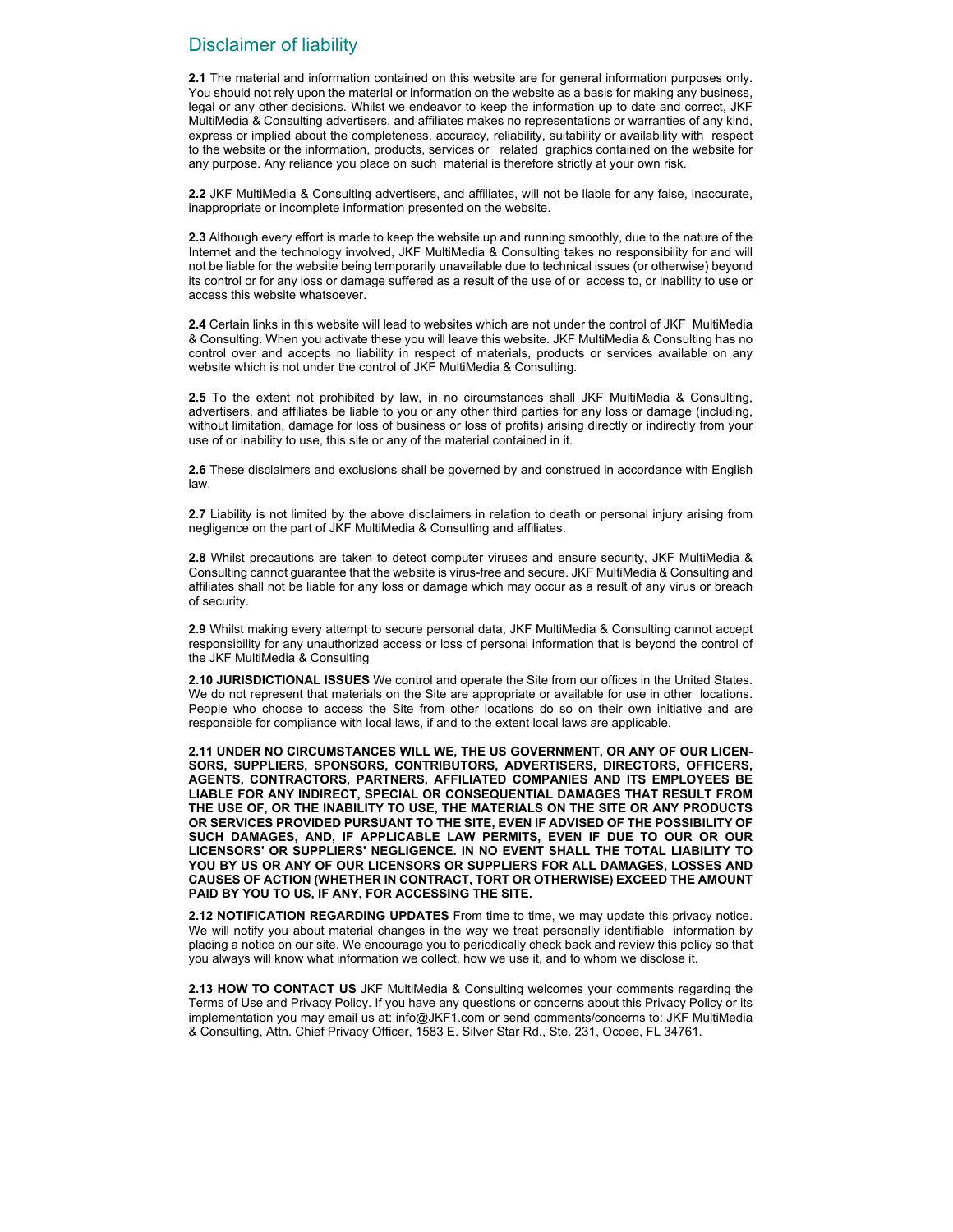## Disclaimer of liability

**2.1** The material and information contained on this website are for general information purposes only. You should not rely upon the material or information on the website as a basis for making any business, legal or any other decisions. Whilst we endeavor to keep the information up to date and correct, JKF MultiMedia & Consulting advertisers, and affiliates makes no representations or warranties of any kind, express or implied about the completeness, accuracy, reliability, suitability or availability with respect to the website or the information, products, services or related graphics contained on the website for any purpose. Any reliance you place on such material is therefore strictly at your own risk.

**2.2** JKF MultiMedia & Consulting advertisers, and affiliates, will not be liable for any false, inaccurate, inappropriate or incomplete information presented on the website.

**2.3** Although every effort is made to keep the website up and running smoothly, due to the nature of the Internet and the technology involved, JKF MultiMedia & Consulting takes no responsibility for and will not be liable for the website being temporarily unavailable due to technical issues (or otherwise) beyond its control or for any loss or damage suffered as a result of the use of or access to, or inability to use or access this website whatsoever.

**2.4** Certain links in this website will lead to websites which are not under the control of JKF MultiMedia & Consulting. When you activate these you will leave this website. JKF MultiMedia & Consulting has no control over and accepts no liability in respect of materials, products or services available on any website which is not under the control of JKF MultiMedia & Consulting.

**2.5** To the extent not prohibited by law, in no circumstances shall JKF MultiMedia & Consulting, advertisers, and affiliates be liable to you or any other third parties for any loss or damage (including, without limitation, damage for loss of business or loss of profits) arising directly or indirectly from your use of or inability to use, this site or any of the material contained in it.

**2.6** These disclaimers and exclusions shall be governed by and construed in accordance with English law.

**2.7** Liability is not limited by the above disclaimers in relation to death or personal injury arising from negligence on the part of JKF MultiMedia & Consulting and affiliates.

**2.8** Whilst precautions are taken to detect computer viruses and ensure security, JKF MultiMedia & Consulting cannot guarantee that the website is virus-free and secure. JKF MultiMedia & Consulting and affiliates shall not be liable for any loss or damage which may occur as a result of any virus or breach of security.

**2.9** Whilst making every attempt to secure personal data, JKF MultiMedia & Consulting cannot accept responsibility for any unauthorized access or loss of personal information that is beyond the control of the JKF MultiMedia & Consulting

**2.10 JURISDICTIONAL ISSUES** We control and operate the Site from our offices in the United States. We do not represent that materials on the Site are appropriate or available for use in other locations. People who choose to access the Site from other locations do so on their own initiative and are responsible for compliance with local laws, if and to the extent local laws are applicable.

**2.11 UNDER NO CIRCUMSTANCES WILL WE, THE US GOVERNMENT, OR ANY OF OUR LICENSORS, SUPPLIERS, SPONSORS, CONTRIBUTORS, ADVERTISERS, DIRECTORS, OFFICERS, AGENTS, CONTRACTORS, PARTNERS, AFFILIATED COMPANIES AND ITS EMPLOYEES BE LIABLE FOR ANY INDIRECT, SPECIAL OR CONSEQUENTIAL DAMAGES THAT RESULT FROM THE USE OF, OR THE INABILITY TO USE, THE MATERIALS ON THE SITE OR ANY PRODUCTS OR SERVICES PROVIDED PURSUANT TO THE SITE, EVEN IF ADVISED OF THE POSSIBILITY OF SUCH DAMAGES, AND, IF APPLICABLE LAW PERMITS, EVEN IF DUE TO OUR OR OUR LICENSORS' OR SUPPLIERS' NEGLIGENCE. IN NO EVENT SHALL THE TOTAL LIABILITY TO YOU BY US OR ANY OF OUR LICENSORS OR SUPPLIERS FOR ALL DAMAGES, LOSSES AND CAUSES OF ACTION (WHETHER IN CONTRACT, TORT OR OTHERWISE) EXCEED THE AMOUNT PAID BY YOU TO US, IF ANY, FOR ACCESSING THE SITE.**

**2.12 NOTIFICATION REGARDING UPDATES** From time to time, we may update this privacy notice. We will notify you about material changes in the way we treat personally identifiable information by placing a notice on our site. We encourage you to periodically check back and review this policy so that you always will know what information we collect, how we use it, and to whom we disclose it.

**2.13 HOW TO CONTACT US** JKF MultiMedia & Consulting welcomes your comments regarding the Terms of Use and Privacy Policy. If you have any questions or concerns about this Privacy Policy or its implementation you may email us at: info@JKF1.com or send comments/concerns to: JKF MultiMedia & Consulting, Attn. Chief Privacy Officer, 1583 E. Silver Star Rd., Ste. 231, Ocoee, FL 34761.